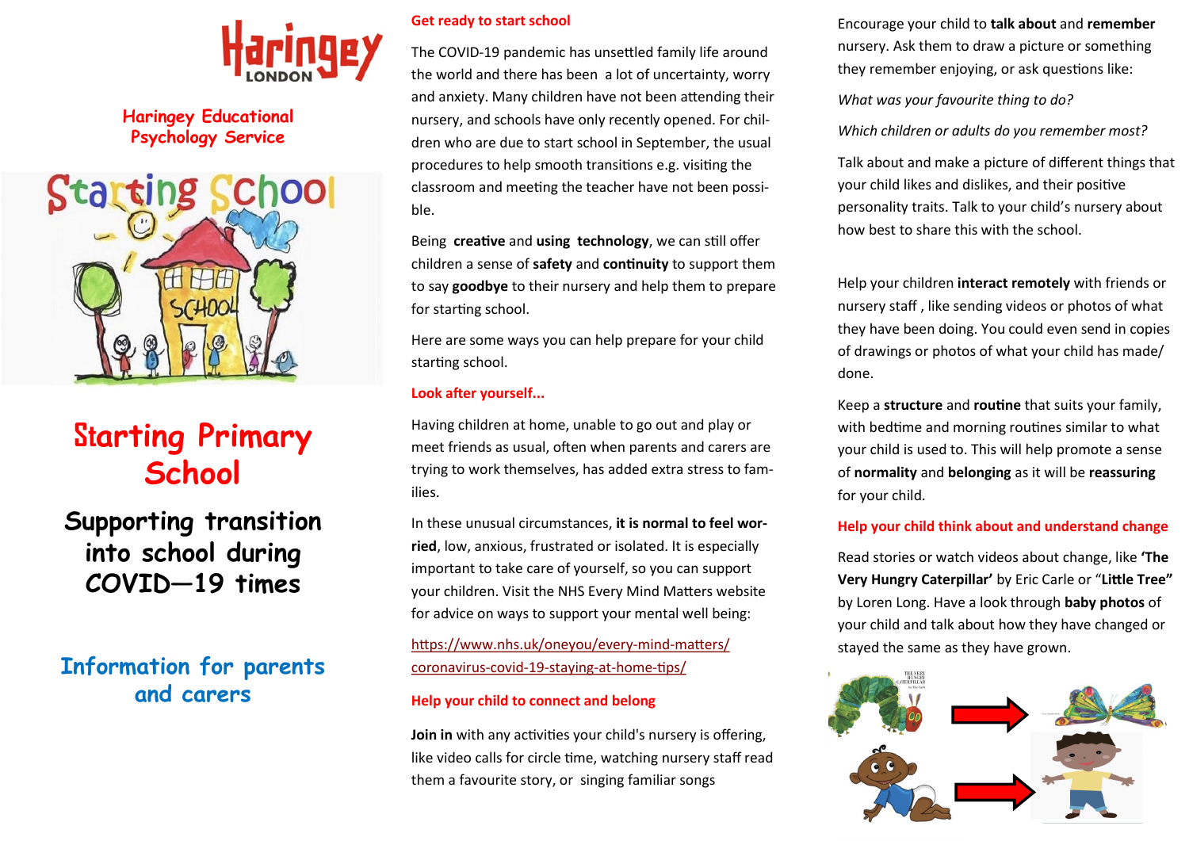Haringey LONDON

Haringey Educational Psychology Service

# Starting Primary School

## Supporting transition into school during COVID—19 times

### Information for parents and carers

**Get ready to start school**

The COVID-19 pandemic has unsettled family life around the world and there has been a lot of uncertainty, worry and anxiety. Many children have not been attending their nursery, and schools have only recently opened. For children who are due to start school in September, the usual procedures to help smooth transitions e.g. visiting the classroom and meeting the teacher have not been possible.

Being **creative** and **using technology**, we can still offer children a sense of **safety** and **continuity** to support them to say **goodbye** to their nursery and help them to prepare for starting school.

Here are some ways you can help prepare for your child starting school.

**Look after yourself...**

Having children at home, unable to go out and play or meet friends as usual, often when parents and carers are trying to work themselves, has added extra stress to families.

In these unusual circumstances, **it is normal to feel worried**, low, anxious, frustrated or isolated. It is especially important to take care of yourself, so you can support your children. Visit the NHS Every Mind Matters website for advice on ways to support your mental well being:

https://www.nhs.uk/oneyou/every-mind-matters/coronavirus-covid-19-staying-at-home-tips/

**Help your child to connect and belong**

**Join in** with any activities your child's nursery is offering, like video calls for circle time, watching nursery staff read them a favourite story, or singing familiar songs

Encourage your child to **talk about** and **remember** nursery. Ask them to draw a picture or something they remember enjoying, or ask questions like:

*What was your favourite thing to do?*

*Which children or adults do you remember most?*

Talk about and make a picture of different things that your child likes and dislikes, and their positive personality traits. Talk to your child's nursery about how best to share this with the school.

Help your children **interact remotely** with friends or nursery staff , like sending videos or photos of what they have been doing. You could even send in copies of drawings or photos of what your child has made/done.

Keep a **structure** and **routine** that suits your family, with bedtime and morning routines similar to what your child is used to. This will help promote a sense of **normality** and **belonging** as it will be **reassuring** for your child.

**Help your child think about and understand change**

Read stories or watch videos about change, like **'The Very Hungry Caterpillar'** by Eric Carle or "**Little Tree"** by Loren Long. Have a look through **baby photos** of your child and talk about how they have changed or stayed the same as they have grown.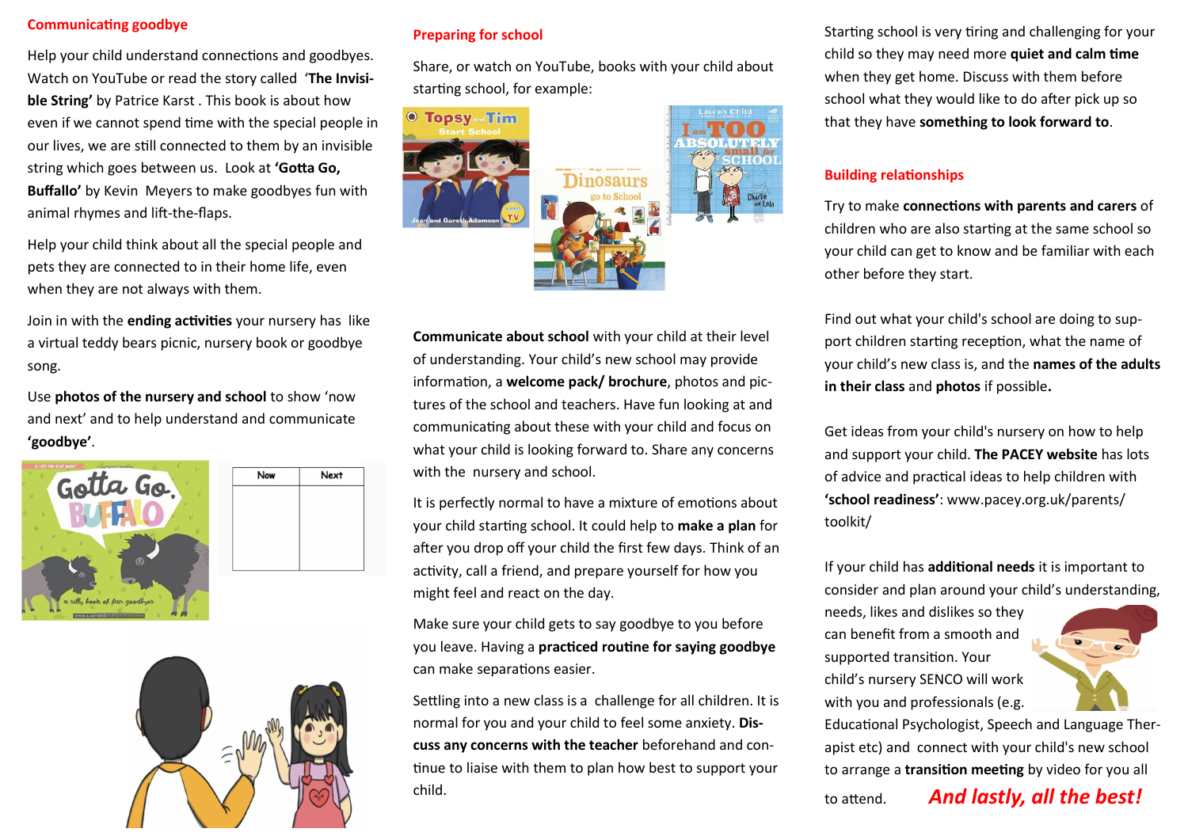## Communicating goodbye

Help your child understand connections and goodbyes. Watch on YouTube or read the story called '**The Invisible String'** by Patrice Karst . This book is about how even if we cannot spend time with the special people in our lives, we are still connected to them by an invisible string which goes between us. Look at **'Gotta Go, Buffalo'** by Kevin Meyers to make goodbyes fun with animal rhymes and lift-the-flaps.

Help your child think about all the special people and pets they are connected to in their home life, even when they are not always with them.

Join in with the **ending activities** your nursery has like a virtual teddy bears picnic, nursery book or goodbye song.

Use **photos of the nursery and school** to show 'now and next' and to help understand and communicate **'goodbye'**.

| Now | Next |
| --- | --- |
| | |

## Preparing for school

Share, or watch on YouTube, books with your child about starting school, for example:

**Communicate about school** with your child at their level of understanding. Your child's new school may provide information, a **welcome pack/ brochure**, photos and pictures of the school and teachers. Have fun looking at and communicating about these with your child and focus on what your child is looking forward to. Share any concerns with the nursery and school.

It is perfectly normal to have a mixture of emotions about your child starting school. It could help to **make a plan** for after you drop off your child the first few days. Think of an activity, call a friend, and prepare yourself for how you might feel and react on the day.

Make sure your child gets to say goodbye to you before you leave. Having a **practiced routine for saying goodbye** can make separations easier.

Settling into a new class is a challenge for all children. It is normal for you and your child to feel some anxiety. **Discuss any concerns with the teacher** beforehand and continue to liaise with them to plan how best to support your child.

Starting school is very tiring and challenging for your child so they may need more **quiet and calm time** when they get home. Discuss with them before school what they would like to do after pick up so that they have **something to look forward to**.

## Building relationships

Try to make **connections with parents and carers** of children who are also starting at the same school so your child can get to know and be familiar with each other before they start.

Find out what your child's school are doing to support children starting reception, what the name of your child's new class is, and the **names of the adults in their class** and **photos** if possible.

Get ideas from your child's nursery on how to help and support your child. **The PACEY website** has lots of advice and practical ideas to help children with **'school readiness'**: www.pacey.org.uk/parents/toolkit/

If your child has **additional needs** it is important to consider and plan around your child's understanding, needs, likes and dislikes so they can benefit from a smooth and supported transition. Your child's nursery SENCO will work with you and professionals (e.g. Educational Psychologist, Speech and Language Therapist etc) and connect with your child's new school to arrange a **transition meeting** by video for you all to attend.

***And lastly, all the best!***